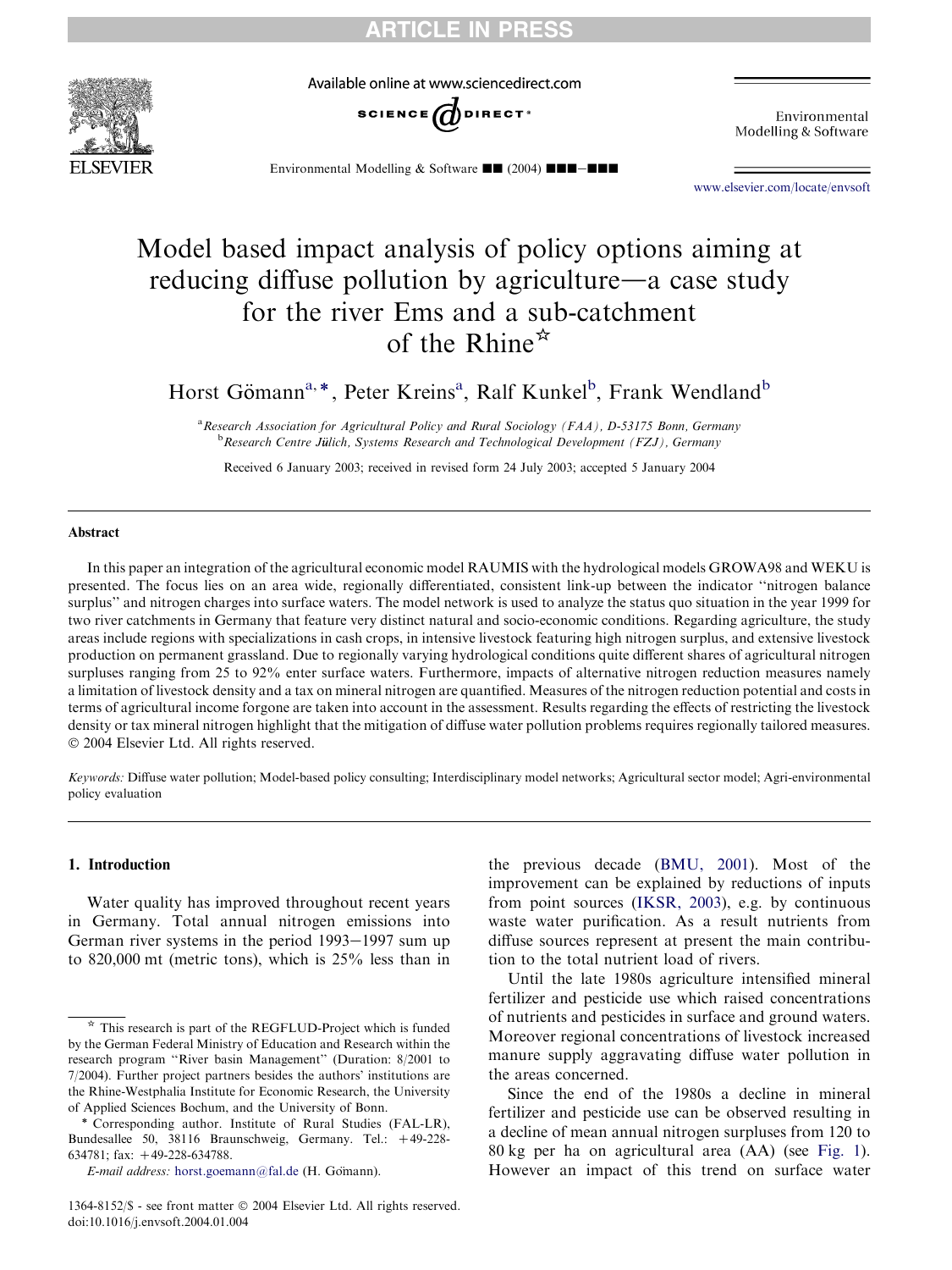# Model based impact analysis of policy options aiming at reducing diffuse pollution by agriculture—a case study for the river Ems and a sub-catchment of the Rhine☆

Horst Gömann[a,*], Peter Kreins[a], Ralf Kunkel[b], Frank Wendland[b]

[a] Research Association for Agricultural Policy and Rural Sociology (FAA), D-53175 Bonn, Germany
[b] Research Centre Jülich, Systems Research and Technological Development (FZJ), Germany

Received 6 January 2003; received in revised form 24 July 2003; accepted 5 January 2004

## Abstract

In this paper an integration of the agricultural economic model RAUMIS with the hydrological models GROWA98 and WEKU is presented. The focus lies on an area wide, regionally differentiated, consistent link-up between the indicator "nitrogen balance surplus" and nitrogen charges into surface waters. The model network is used to analyze the status quo situation in the year 1999 for two river catchments in Germany that feature very distinct natural and socio-economic conditions. Regarding agriculture, the study areas include regions with specializations in cash crops, in intensive livestock featuring high nitrogen surplus, and extensive livestock production on permanent grassland. Due to regionally varying hydrological conditions quite different shares of agricultural nitrogen surpluses ranging from 25 to 92% enter surface waters. Furthermore, impacts of alternative nitrogen reduction measures namely a limitation of livestock density and a tax on mineral nitrogen are quantified. Measures of the nitrogen reduction potential and costs in terms of agricultural income forgone are taken into account in the assessment. Results regarding the effects of restricting the livestock density or tax mineral nitrogen highlight that the mitigation of diffuse water pollution problems requires regionally tailored measures.
© 2004 Elsevier Ltd. All rights reserved.

*Keywords:* Diffuse water pollution; Model-based policy consulting; Interdisciplinary model networks; Agricultural sector model; Agri-environmental policy evaluation

## 1. Introduction

Water quality has improved throughout recent years in Germany. Total annual nitrogen emissions into German river systems in the period 1993–1997 sum up to 820,000 mt (metric tons), which is 25% less than in the previous decade (BMU, 2001). Most of the improvement can be explained by reductions of inputs from point sources (IKSR, 2003), e.g. by continuous waste water purification. As a result nutrients from diffuse sources represent at present the main contribution to the total nutrient load of rivers.

Until the late 1980s agriculture intensified mineral fertilizer and pesticide use which raised concentrations of nutrients and pesticides in surface and ground waters. Moreover regional concentrations of livestock increased manure supply aggravating diffuse water pollution in the areas concerned.

Since the end of the 1980s a decline in mineral fertilizer and pesticide use can be observed resulting in a decline of mean annual nitrogen surpluses from 120 to 80 kg per ha on agricultural area (AA) (see Fig. 1). However an impact of this trend on surface water

---

☆ This research is part of the REGFLUD-Project which is funded by the German Federal Ministry of Education and Research within the research program "River basin Management" (Duration: 8/2001 to 7/2004). Further project partners besides the authors' institutions are the Rhine-Westphalia Institute for Economic Research, the University of Applied Sciences Bochum, and the University of Bonn.

\* Corresponding author. Institute of Rural Studies (FAL-LR), Bundesallee 50, 38116 Braunschweig, Germany. Tel.: +49-228-634781; fax: +49-228-634788.

*E-mail address:* horst.goemann@fal.de (H. Gömann).

1364-8152/$ - see front matter © 2004 Elsevier Ltd. All rights reserved.
doi:10.1016/j.envsoft.2004.01.004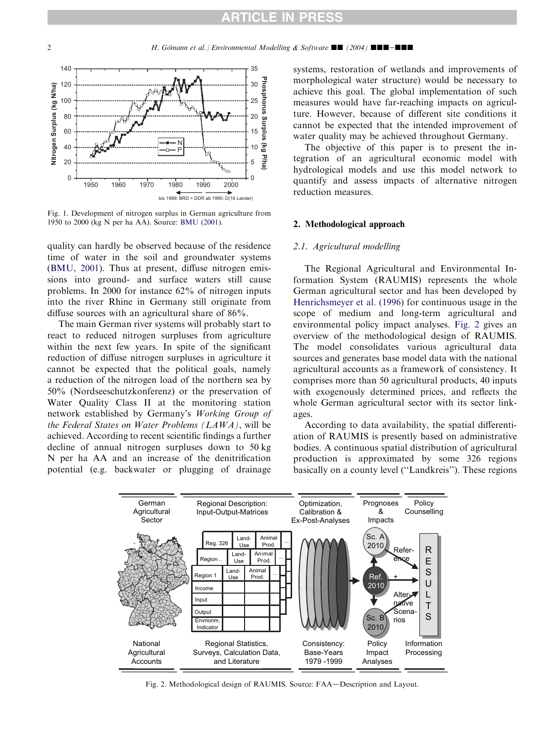Fig. 1. Development of nitrogen surplus in German agriculture from 1950 to 2000 (kg N per ha AA). Source: BMU (2001).

quality can hardly be observed because of the residence time of water in the soil and groundwater systems (BMU, 2001). Thus at present, diffuse nitrogen emissions into ground- and surface waters still cause problems. In 2000 for instance 62% of nitrogen inputs into the river Rhine in Germany still originate from diffuse sources with an agricultural share of 86%.

The main German river systems will probably start to react to reduced nitrogen surpluses from agriculture within the next few years. In spite of the significant reduction of diffuse nitrogen surpluses in agriculture it cannot be expected that the political goals, namely a reduction of the nitrogen load of the northern sea by 50% (Nordseeschutzkonferenz) or the preservation of Water Quality Class II at the monitoring station network established by Germany's *Working Group of the Federal States on Water Problems (LAWA)*, will be achieved. According to recent scientific findings a further decline of annual nitrogen surpluses down to 50 kg N per ha AA and an increase of the denitrification potential (e.g. backwater or plugging of drainage systems, restoration of wetlands and improvements of morphological water structure) would be necessary to achieve this goal. The global implementation of such measures would have far-reaching impacts on agriculture. However, because of different site conditions it cannot be expected that the intended improvement of water quality may be achieved throughout Germany.

The objective of this paper is to present the integration of an agricultural economic model with hydrological models and use this model network to quantify and assess impacts of alternative nitrogen reduction measures.

## 2. Methodological approach

### 2.1. Agricultural modelling

The Regional Agricultural and Environmental Information System (RAUMIS) represents the whole German agricultural sector and has been developed by Henrichsmeyer et al. (1996) for continuous usage in the scope of medium and long-term agricultural and environmental policy impact analyses. Fig. 2 gives an overview of the methodological design of RAUMIS. The model consolidates various agricultural data sources and generates base model data with the national agricultural accounts as a framework of consistency. It comprises more than 50 agricultural products, 40 inputs with exogenously determined prices, and reflects the whole German agricultural sector with its sector linkages.

According to data availability, the spatial differentiation of RAUMIS is presently based on administrative bodies. A continuous spatial distribution of agricultural production is approximated by some 326 regions basically on a county level (''Landkreis''). These regions

Fig. 2. Methodological design of RAUMIS. Source: FAA—Description and Layout.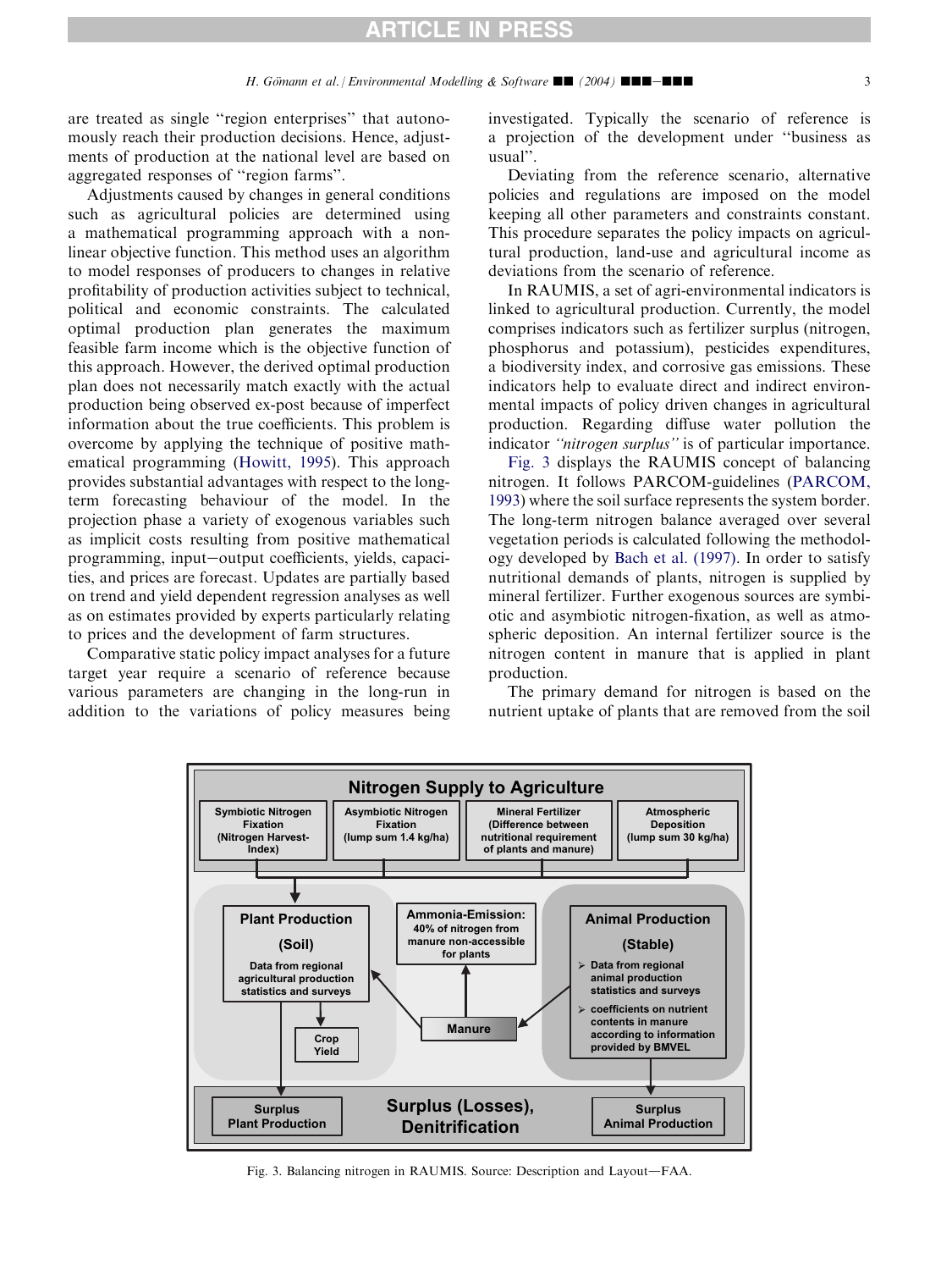are treated as single "region enterprises" that autonomously reach their production decisions. Hence, adjustments of production at the national level are based on aggregated responses of "region farms".

Adjustments caused by changes in general conditions such as agricultural policies are determined using a mathematical programming approach with a non-linear objective function. This method uses an algorithm to model responses of producers to changes in relative profitability of production activities subject to technical, political and economic constraints. The calculated optimal production plan generates the maximum feasible farm income which is the objective function of this approach. However, the derived optimal production plan does not necessarily match exactly with the actual production being observed ex-post because of imperfect information about the true coefficients. This problem is overcome by applying the technique of positive mathematical programming (Howitt, 1995). This approach provides substantial advantages with respect to the long-term forecasting behaviour of the model. In the projection phase a variety of exogenous variables such as implicit costs resulting from positive mathematical programming, input–output coefficients, yields, capacities, and prices are forecast. Updates are partially based on trend and yield dependent regression analyses as well as on estimates provided by experts particularly relating to prices and the development of farm structures.

Comparative static policy impact analyses for a future target year require a scenario of reference because various parameters are changing in the long-run in addition to the variations of policy measures being investigated. Typically the scenario of reference is a projection of the development under "business as usual".

Deviating from the reference scenario, alternative policies and regulations are imposed on the model keeping all other parameters and constraints constant. This procedure separates the policy impacts on agricultural production, land-use and agricultural income as deviations from the scenario of reference.

In RAUMIS, a set of agri-environmental indicators is linked to agricultural production. Currently, the model comprises indicators such as fertilizer surplus (nitrogen, phosphorus and potassium), pesticides expenditures, a biodiversity index, and corrosive gas emissions. These indicators help to evaluate direct and indirect environmental impacts of policy driven changes in agricultural production. Regarding diffuse water pollution the indicator *"nitrogen surplus"* is of particular importance.

Fig. 3 displays the RAUMIS concept of balancing nitrogen. It follows PARCOM-guidelines (PARCOM, 1993) where the soil surface represents the system border. The long-term nitrogen balance averaged over several vegetation periods is calculated following the methodology developed by Bach et al. (1997). In order to satisfy nutritional demands of plants, nitrogen is supplied by mineral fertilizer. Further exogenous sources are symbiotic and asymbiotic nitrogen-fixation, as well as atmospheric deposition. An internal fertilizer source is the nitrogen content in manure that is applied in plant production.

The primary demand for nitrogen is based on the nutrient uptake of plants that are removed from the soil

Nitrogen Supply to Agriculture

Symbiotic Nitrogen Fixation (Nitrogen Harvest-Index)

Asymbiotic Nitrogen Fixation (lump sum 1.4 kg/ha)

Mineral Fertilizer (Difference between nutritional requirement of plants and manure)

Atmospheric Deposition (lump sum 30 kg/ha)

Plant Production (Soil)

Data from regional agricultural production statistics and surveys

Crop Yield

Ammonia-Emission: 40% of nitrogen from manure non-accessible for plants

Manure

Animal Production (Stable)

- Data from regional animal production statistics and surveys
- coefficients on nutrient contents in manure according to information provided by BMVEL

Surplus Plant Production

Surplus (Losses), Denitrification

Surplus Animal Production

Fig. 3. Balancing nitrogen in RAUMIS. Source: Description and Layout—FAA.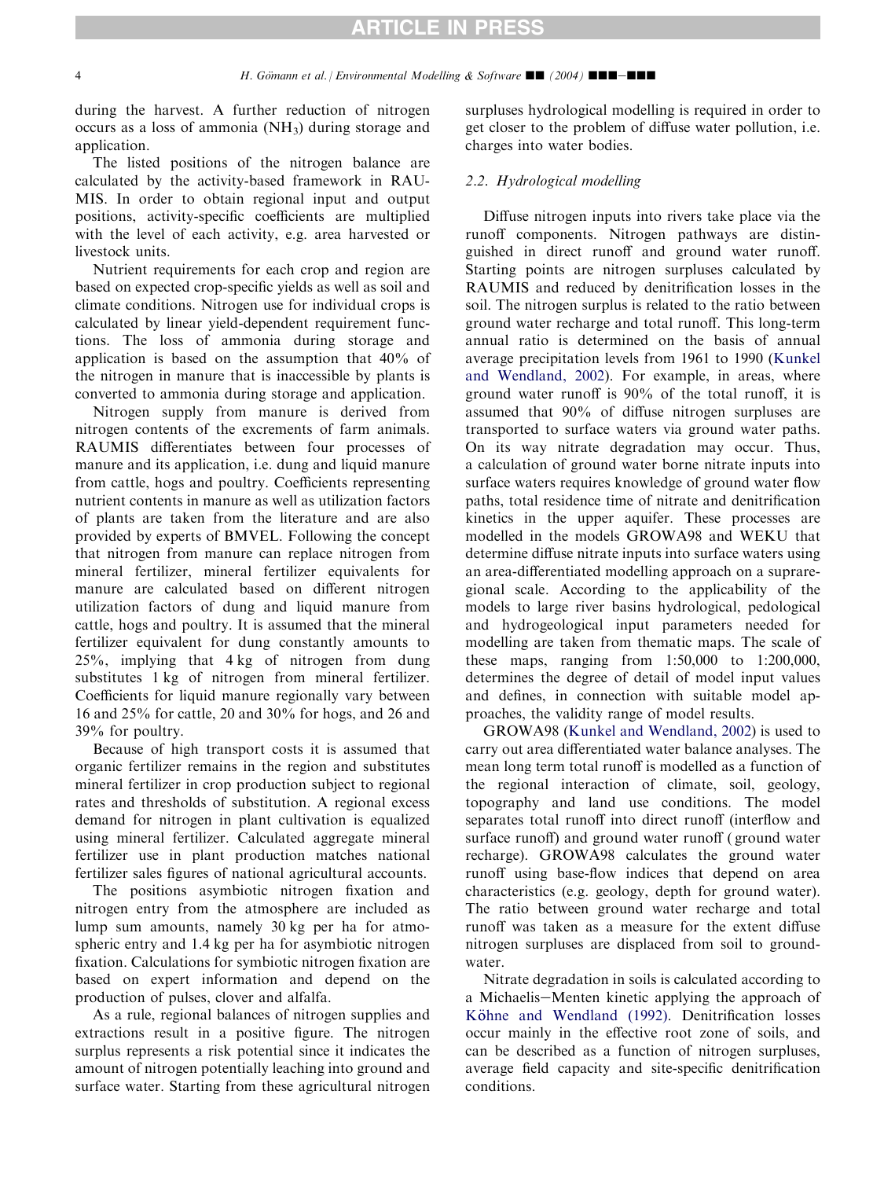during the harvest. A further reduction of nitrogen occurs as a loss of ammonia ($NH_3$) during storage and application.

The listed positions of the nitrogen balance are calculated by the activity-based framework in RAUMIS. In order to obtain regional input and output positions, activity-specific coefficients are multiplied with the level of each activity, e.g. area harvested or livestock units.

Nutrient requirements for each crop and region are based on expected crop-specific yields as well as soil and climate conditions. Nitrogen use for individual crops is calculated by linear yield-dependent requirement functions. The loss of ammonia during storage and application is based on the assumption that 40% of the nitrogen in manure that is inaccessible by plants is converted to ammonia during storage and application.

Nitrogen supply from manure is derived from nitrogen contents of the excrements of farm animals. RAUMIS differentiates between four processes of manure and its application, i.e. dung and liquid manure from cattle, hogs and poultry. Coefficients representing nutrient contents in manure as well as utilization factors of plants are taken from the literature and are also provided by experts of BMVEL. Following the concept that nitrogen from manure can replace nitrogen from mineral fertilizer, mineral fertilizer equivalents for manure are calculated based on different nitrogen utilization factors of dung and liquid manure from cattle, hogs and poultry. It is assumed that the mineral fertilizer equivalent for dung constantly amounts to 25%, implying that 4 kg of nitrogen from dung substitutes 1 kg of nitrogen from mineral fertilizer. Coefficients for liquid manure regionally vary between 16 and 25% for cattle, 20 and 30% for hogs, and 26 and 39% for poultry.

Because of high transport costs it is assumed that organic fertilizer remains in the region and substitutes mineral fertilizer in crop production subject to regional rates and thresholds of substitution. A regional excess demand for nitrogen in plant cultivation is equalized using mineral fertilizer. Calculated aggregate mineral fertilizer use in plant production matches national fertilizer sales figures of national agricultural accounts.

The positions asymbiotic nitrogen fixation and nitrogen entry from the atmosphere are included as lump sum amounts, namely 30 kg per ha for atmospheric entry and 1.4 kg per ha for asymbiotic nitrogen fixation. Calculations for symbiotic nitrogen fixation are based on expert information and depend on the production of pulses, clover and alfalfa.

As a rule, regional balances of nitrogen supplies and extractions result in a positive figure. The nitrogen surplus represents a risk potential since it indicates the amount of nitrogen potentially leaching into ground and surface water. Starting from these agricultural nitrogen surpluses hydrological modelling is required in order to get closer to the problem of diffuse water pollution, i.e. charges into water bodies.

### 2.2. Hydrological modelling

Diffuse nitrogen inputs into rivers take place via the runoff components. Nitrogen pathways are distinguished in direct runoff and ground water runoff. Starting points are nitrogen surpluses calculated by RAUMIS and reduced by denitrification losses in the soil. The nitrogen surplus is related to the ratio between ground water recharge and total runoff. This long-term annual ratio is determined on the basis of annual average precipitation levels from 1961 to 1990 (Kunkel and Wendland, 2002). For example, in areas, where ground water runoff is 90% of the total runoff, it is assumed that 90% of diffuse nitrogen surpluses are transported to surface waters via ground water paths. On its way nitrate degradation may occur. Thus, a calculation of ground water borne nitrate inputs into surface waters requires knowledge of ground water flow paths, total residence time of nitrate and denitrification kinetics in the upper aquifer. These processes are modelled in the models GROWA98 and WEKU that determine diffuse nitrate inputs into surface waters using an area-differentiated modelling approach on a supraregional scale. According to the applicability of the models to large river basins hydrological, pedological and hydrogeological input parameters needed for modelling are taken from thematic maps. The scale of these maps, ranging from 1:50,000 to 1:200,000, determines the degree of detail of model input values and defines, in connection with suitable model approaches, the validity range of model results.

GROWA98 (Kunkel and Wendland, 2002) is used to carry out area differentiated water balance analyses. The mean long term total runoff is modelled as a function of the regional interaction of climate, soil, geology, topography and land use conditions. The model separates total runoff into direct runoff (interflow and surface runoff) and ground water runoff ( ground water recharge). GROWA98 calculates the ground water runoff using base-flow indices that depend on area characteristics (e.g. geology, depth for ground water). The ratio between ground water recharge and total runoff was taken as a measure for the extent diffuse nitrogen surpluses are displaced from soil to groundwater.

Nitrate degradation in soils is calculated according to a Michaelis–Menten kinetic applying the approach of Köhne and Wendland (1992). Denitrification losses occur mainly in the effective root zone of soils, and can be described as a function of nitrogen surpluses, average field capacity and site-specific denitrification conditions.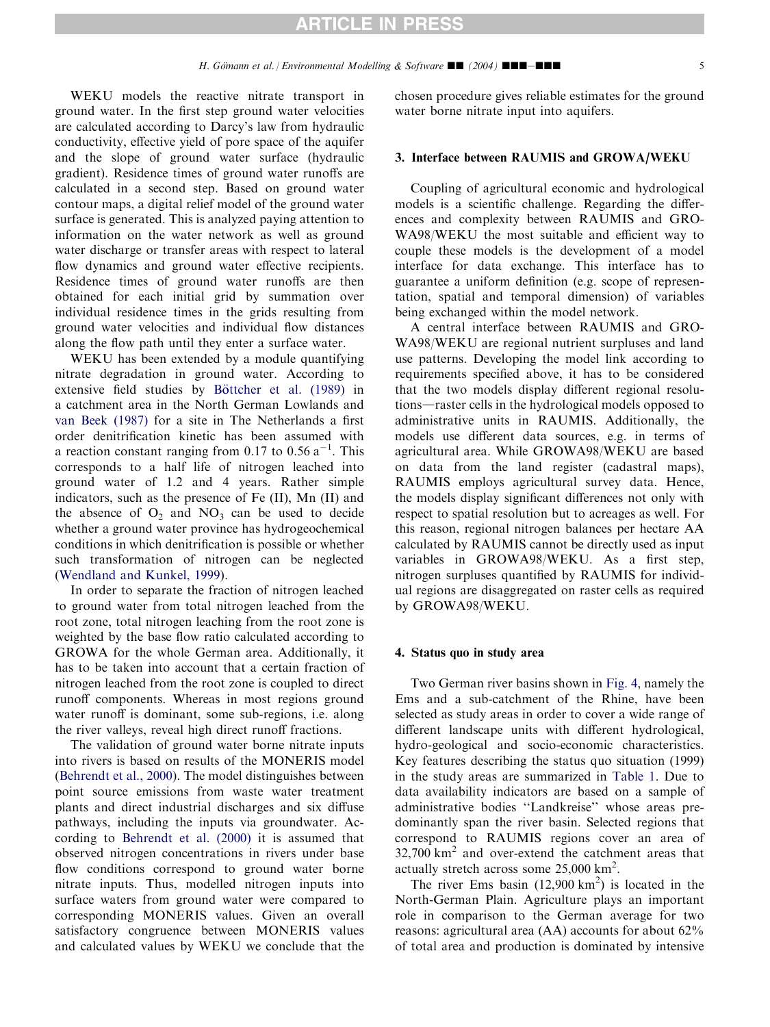WEKU models the reactive nitrate transport in ground water. In the first step ground water velocities are calculated according to Darcy's law from hydraulic conductivity, effective yield of pore space of the aquifer and the slope of ground water surface (hydraulic gradient). Residence times of ground water runoffs are calculated in a second step. Based on ground water contour maps, a digital relief model of the ground water surface is generated. This is analyzed paying attention to information on the water network as well as ground water discharge or transfer areas with respect to lateral flow dynamics and ground water effective recipients. Residence times of ground water runoffs are then obtained for each initial grid by summation over individual residence times in the grids resulting from ground water velocities and individual flow distances along the flow path until they enter a surface water.

WEKU has been extended by a module quantifying nitrate degradation in ground water. According to extensive field studies by Böttcher et al. (1989) in a catchment area in the North German Lowlands and van Beek (1987) for a site in The Netherlands a first order denitrification kinetic has been assumed with a reaction constant ranging from 0.17 to 0.56 $a^{-1}$. This corresponds to a half life of nitrogen leached into ground water of 1.2 and 4 years. Rather simple indicators, such as the presence of Fe (II), Mn (II) and the absence of $O_2$ and $NO_3$ can be used to decide whether a ground water province has hydrogeochemical conditions in which denitrification is possible or whether such transformation of nitrogen can be neglected (Wendland and Kunkel, 1999).

In order to separate the fraction of nitrogen leached to ground water from total nitrogen leached from the root zone, total nitrogen leaching from the root zone is weighted by the base flow ratio calculated according to GROWA for the whole German area. Additionally, it has to be taken into account that a certain fraction of nitrogen leached from the root zone is coupled to direct runoff components. Whereas in most regions ground water runoff is dominant, some sub-regions, i.e. along the river valleys, reveal high direct runoff fractions.

The validation of ground water borne nitrate inputs into rivers is based on results of the MONERIS model (Behrendt et al., 2000). The model distinguishes between point source emissions from waste water treatment plants and direct industrial discharges and six diffuse pathways, including the inputs via groundwater. According to Behrendt et al. (2000) it is assumed that observed nitrogen concentrations in rivers under base flow conditions correspond to ground water borne nitrate inputs. Thus, modelled nitrogen inputs into surface waters from ground water were compared to corresponding MONERIS values. Given an overall satisfactory congruence between MONERIS values and calculated values by WEKU we conclude that the chosen procedure gives reliable estimates for the ground water borne nitrate input into aquifers.

## 3. Interface between RAUMIS and GROWA/WEKU

Coupling of agricultural economic and hydrological models is a scientific challenge. Regarding the differences and complexity between RAUMIS and GROWA98/WEKU the most suitable and efficient way to couple these models is the development of a model interface for data exchange. This interface has to guarantee a uniform definition (e.g. scope of representation, spatial and temporal dimension) of variables being exchanged within the model network.

A central interface between RAUMIS and GROWA98/WEKU are regional nutrient surpluses and land use patterns. Developing the model link according to requirements specified above, it has to be considered that the two models display different regional resolutions—raster cells in the hydrological models opposed to administrative units in RAUMIS. Additionally, the models use different data sources, e.g. in terms of agricultural area. While GROWA98/WEKU are based on data from the land register (cadastral maps), RAUMIS employs agricultural survey data. Hence, the models display significant differences not only with respect to spatial resolution but to acreages as well. For this reason, regional nitrogen balances per hectare AA calculated by RAUMIS cannot be directly used as input variables in GROWA98/WEKU. As a first step, nitrogen surpluses quantified by RAUMIS for individual regions are disaggregated on raster cells as required by GROWA98/WEKU.

## 4. Status quo in study area

Two German river basins shown in Fig. 4, namely the Ems and a sub-catchment of the Rhine, have been selected as study areas in order to cover a wide range of different landscape units with different hydrological, hydro-geological and socio-economic characteristics. Key features describing the status quo situation (1999) in the study areas are summarized in Table 1. Due to data availability indicators are based on a sample of administrative bodies "Landkreise" whose areas predominantly span the river basin. Selected regions that correspond to RAUMIS regions cover an area of 32,700 $km^2$ and over-extend the catchment areas that actually stretch across some 25,000 $km^2$.

The river Ems basin (12,900 $km^2$) is located in the North-German Plain. Agriculture plays an important role in comparison to the German average for two reasons: agricultural area (AA) accounts for about 62% of total area and production is dominated by intensive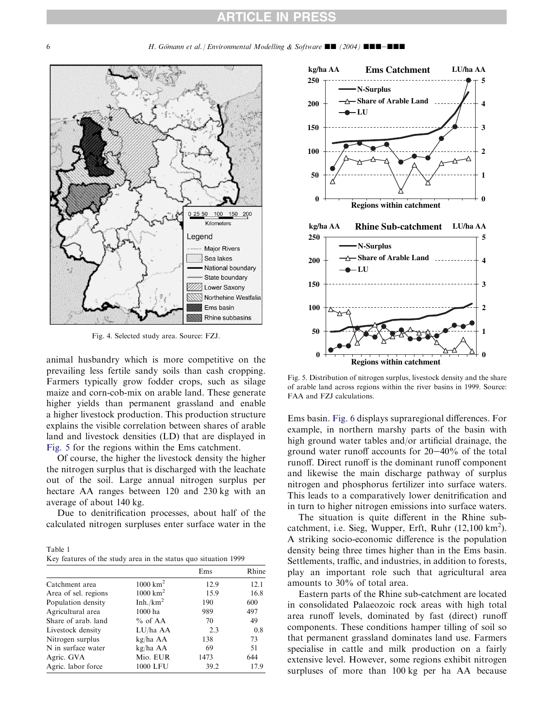Fig. 4. Selected study area. Source: FZJ.

Fig. 5. Distribution of nitrogen surplus, livestock density and the share of arable land across regions within the river basins in 1999. Source: FAA and FZJ calculations.

animal husbandry which is more competitive on the prevailing less fertile sandy soils than cash cropping. Farmers typically grow fodder crops, such as silage maize and corn-cob-mix on arable land. These generate higher yields than permanent grassland and enable a higher livestock production. This production structure explains the visible correlation between shares of arable land and livestock densities (LD) that are displayed in Fig. 5 for the regions within the Ems catchment.

Of course, the higher the livestock density the higher the nitrogen surplus that is discharged with the leachate out of the soil. Large annual nitrogen surplus per hectare AA ranges between 120 and 230 kg with an average of about 140 kg.

Due to denitrification processes, about half of the calculated nitrogen surpluses enter surface water in the Ems basin. Fig. 6 displays supraregional differences. For example, in northern marshy parts of the basin with high ground water tables and/or artificial drainage, the ground water runoff accounts for 20–40% of the total runoff. Direct runoff is the dominant runoff component and likewise the main discharge pathway of surplus nitrogen and phosphorus fertilizer into surface waters. This leads to a comparatively lower denitrification and in turn to higher nitrogen emissions into surface waters.

The situation is quite different in the Rhine sub-catchment, i.e. Sieg, Wupper, Erft, Ruhr (12,100 km$^2$). A striking socio-economic difference is the population density being three times higher than in the Ems basin. Settlements, traffic, and industries, in addition to forests, play an important role such that agricultural area amounts to 30% of total area.

Eastern parts of the Rhine sub-catchment are located in consolidated Palaeozoic rock areas with high total area runoff levels, dominated by fast (direct) runoff components. These conditions hamper tilling of soil so that permanent grassland dominates land use. Farmers specialise in cattle and milk production on a fairly extensive level. However, some regions exhibit nitrogen surpluses of more than 100 kg per ha AA because

Table 1
Key features of the study area in the status quo situation 1999

| | | Ems | Rhine |
|---|---|---|---|
| Catchment area | 1000 km$^2$ | 12.9 | 12.1 |
| Area of sel. regions | 1000 km$^2$ | 15.9 | 16.8 |
| Population density | Inh./km$^2$ | 190 | 600 |
| Agricultural area | 1000 ha | 989 | 497 |
| Share of arab. land | % of AA | 70 | 49 |
| Livestock density | LU/ha AA | 2.3 | 0.8 |
| Nitrogen surplus | kg/ha AA | 138 | 73 |
| N in surface water | kg/ha AA | 69 | 51 |
| Agric. GVA | Mio. EUR | 1473 | 644 |
| Agric. labor force | 1000 LFU | 39.2 | 17.9 |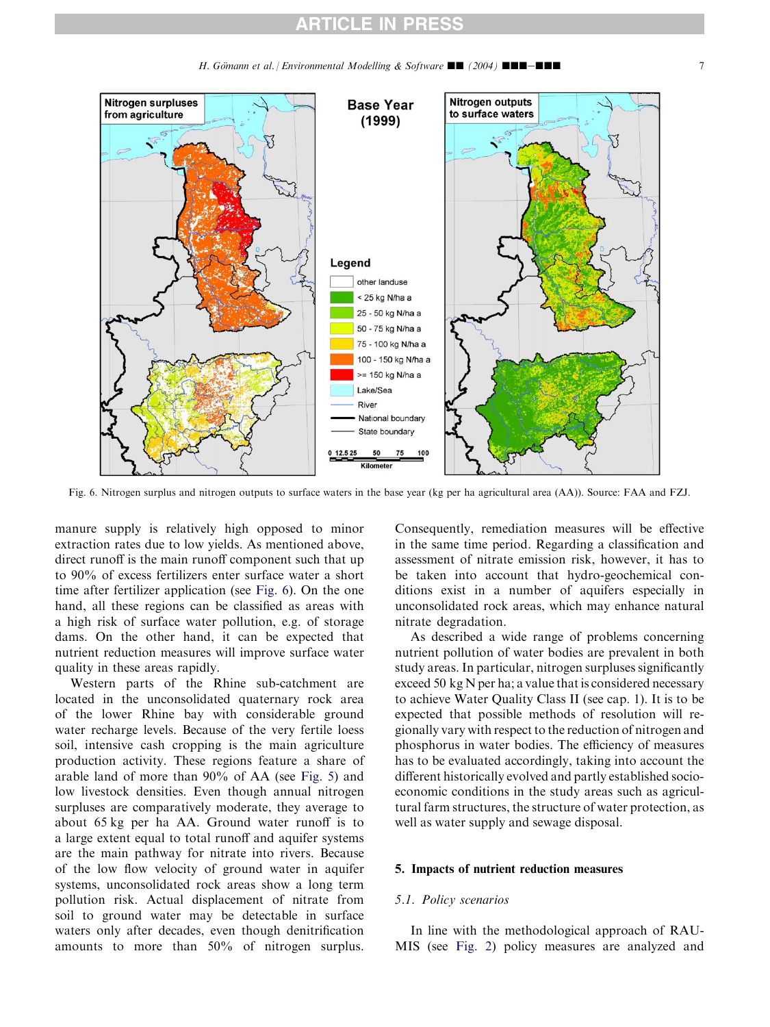Fig. 6. Nitrogen surplus and nitrogen outputs to surface waters in the base year (kg per ha agricultural area (AA)). Source: FAA and FZJ.

manure supply is relatively high opposed to minor extraction rates due to low yields. As mentioned above, direct runoff is the main runoff component such that up to 90% of excess fertilizers enter surface water a short time after fertilizer application (see Fig. 6). On the one hand, all these regions can be classified as areas with a high risk of surface water pollution, e.g. of storage dams. On the other hand, it can be expected that nutrient reduction measures will improve surface water quality in these areas rapidly.

Western parts of the Rhine sub-catchment are located in the unconsolidated quaternary rock area of the lower Rhine bay with considerable ground water recharge levels. Because of the very fertile loess soil, intensive cash cropping is the main agriculture production activity. These regions feature a share of arable land of more than 90% of AA (see Fig. 5) and low livestock densities. Even though annual nitrogen surpluses are comparatively moderate, they average to about 65 kg per ha AA. Ground water runoff is to a large extent equal to total runoff and aquifer systems are the main pathway for nitrate into rivers. Because of the low flow velocity of ground water in aquifer systems, unconsolidated rock areas show a long term pollution risk. Actual displacement of nitrate from soil to ground water may be detectable in surface waters only after decades, even though denitrification amounts to more than 50% of nitrogen surplus. Consequently, remediation measures will be effective in the same time period. Regarding a classification and assessment of nitrate emission risk, however, it has to be taken into account that hydro-geochemical conditions exist in a number of aquifers especially in unconsolidated rock areas, which may enhance natural nitrate degradation.

As described a wide range of problems concerning nutrient pollution of water bodies are prevalent in both study areas. In particular, nitrogen surpluses significantly exceed 50 kg N per ha; a value that is considered necessary to achieve Water Quality Class II (see cap. 1). It is to be expected that possible methods of resolution will regionally vary with respect to the reduction of nitrogen and phosphorus in water bodies. The efficiency of measures has to be evaluated accordingly, taking into account the different historically evolved and partly established socio-economic conditions in the study areas such as agricultural farm structures, the structure of water protection, as well as water supply and sewage disposal.

## 5. Impacts of nutrient reduction measures

### 5.1. Policy scenarios

In line with the methodological approach of RAUMIS (see Fig. 2) policy measures are analyzed and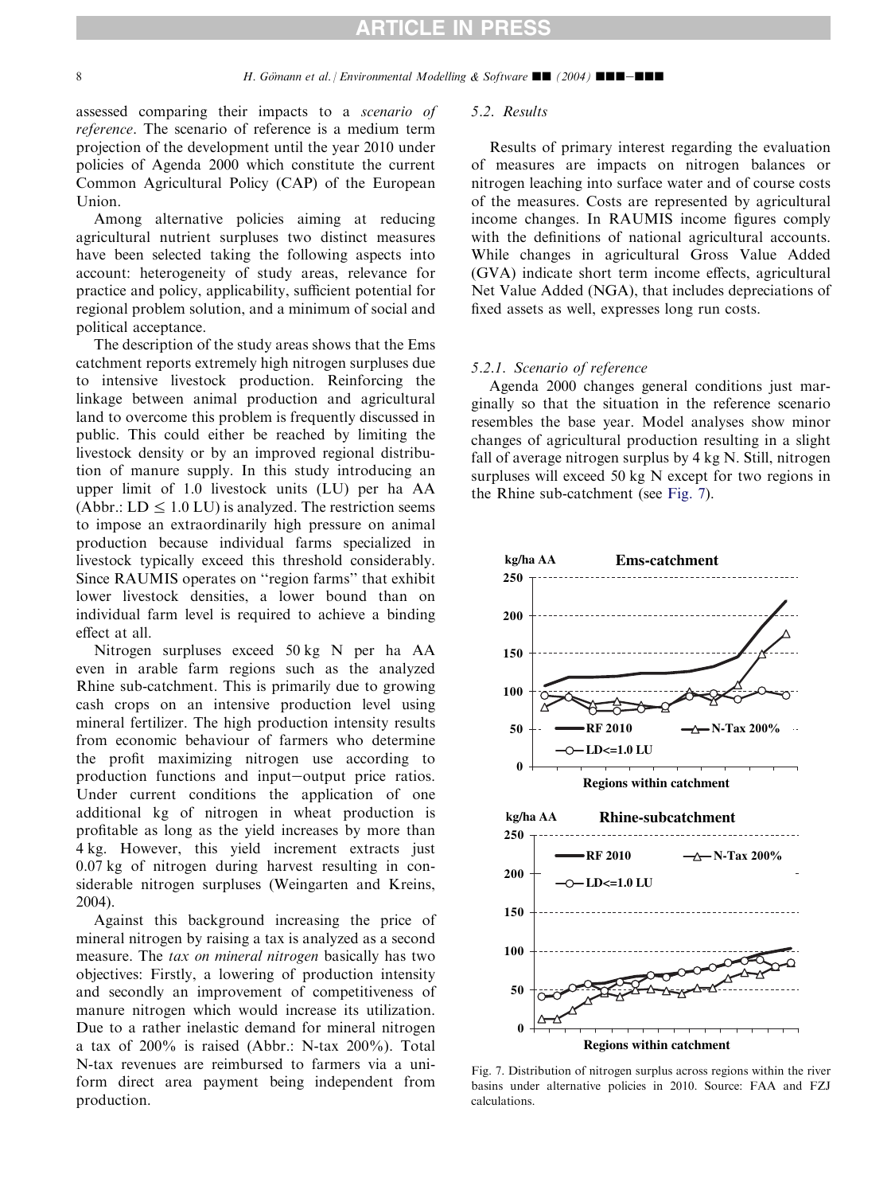assessed comparing their impacts to a *scenario of reference*. The scenario of reference is a medium term projection of the development until the year 2010 under policies of Agenda 2000 which constitute the current Common Agricultural Policy (CAP) of the European Union.

Among alternative policies aiming at reducing agricultural nutrient surpluses two distinct measures have been selected taking the following aspects into account: heterogeneity of study areas, relevance for practice and policy, applicability, sufficient potential for regional problem solution, and a minimum of social and political acceptance.

The description of the study areas shows that the Ems catchment reports extremely high nitrogen surpluses due to intensive livestock production. Reinforcing the linkage between animal production and agricultural land to overcome this problem is frequently discussed in public. This could either be reached by limiting the livestock density or by an improved regional distribution of manure supply. In this study introducing an upper limit of 1.0 livestock units (LU) per ha AA (Abbr.: LD $\leq$ 1.0 LU) is analyzed. The restriction seems to impose an extraordinarily high pressure on animal production because individual farms specialized in livestock typically exceed this threshold considerably. Since RAUMIS operates on "region farms" that exhibit lower livestock densities, a lower bound than on individual farm level is required to achieve a binding effect at all.

Nitrogen surpluses exceed 50 kg N per ha AA even in arable farm regions such as the analyzed Rhine sub-catchment. This is primarily due to growing cash crops on an intensive production level using mineral fertilizer. The high production intensity results from economic behaviour of farmers who determine the profit maximizing nitrogen use according to production functions and input–output price ratios. Under current conditions the application of one additional kg of nitrogen in wheat production is profitable as long as the yield increases by more than 4 kg. However, this yield increment extracts just 0.07 kg of nitrogen during harvest resulting in considerable nitrogen surpluses (Weingarten and Kreins, 2004).

Against this background increasing the price of mineral nitrogen by raising a tax is analyzed as a second measure. The *tax on mineral nitrogen* basically has two objectives: Firstly, a lowering of production intensity and secondly an improvement of competitiveness of manure nitrogen which would increase its utilization. Due to a rather inelastic demand for mineral nitrogen a tax of 200% is raised (Abbr.: N-tax 200%). Total N-tax revenues are reimbursed to farmers via a uniform direct area payment being independent from production.

### 5.2. Results

Results of primary interest regarding the evaluation of measures are impacts on nitrogen balances or nitrogen leaching into surface water and of course costs of the measures. Costs are represented by agricultural income changes. In RAUMIS income figures comply with the definitions of national agricultural accounts. While changes in agricultural Gross Value Added (GVA) indicate short term income effects, agricultural Net Value Added (NGA), that includes depreciations of fixed assets as well, expresses long run costs.

#### 5.2.1. Scenario of reference

Agenda 2000 changes general conditions just marginally so that the situation in the reference scenario resembles the base year. Model analyses show minor changes of agricultural production resulting in a slight fall of average nitrogen surplus by 4 kg N. Still, nitrogen surpluses will exceed 50 kg N except for two regions in the Rhine sub-catchment (see Fig. 7).

Fig. 7. Distribution of nitrogen surplus across regions within the river basins under alternative policies in 2010. Source: FAA and FZJ calculations.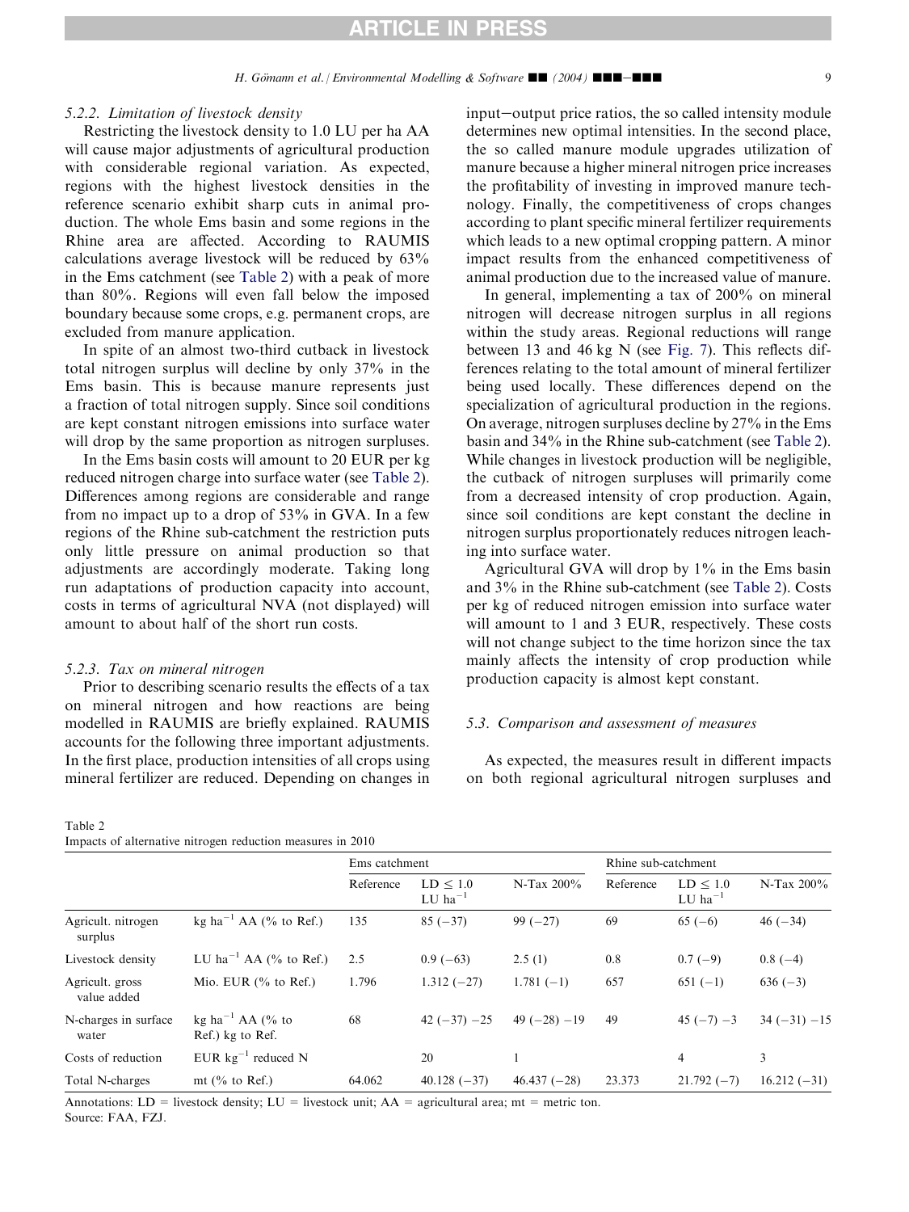### 5.2.2. Limitation of livestock density

Restricting the livestock density to 1.0 LU per ha AA will cause major adjustments of agricultural production with considerable regional variation. As expected, regions with the highest livestock densities in the reference scenario exhibit sharp cuts in animal production. The whole Ems basin and some regions in the Rhine area are affected. According to RAUMIS calculations average livestock will be reduced by 63% in the Ems catchment (see Table 2) with a peak of more than 80%. Regions will even fall below the imposed boundary because some crops, e.g. permanent crops, are excluded from manure application.

In spite of an almost two-third cutback in livestock total nitrogen surplus will decline by only 37% in the Ems basin. This is because manure represents just a fraction of total nitrogen supply. Since soil conditions are kept constant nitrogen emissions into surface water will drop by the same proportion as nitrogen surpluses.

In the Ems basin costs will amount to 20 EUR per kg reduced nitrogen charge into surface water (see Table 2). Differences among regions are considerable and range from no impact up to a drop of 53% in GVA. In a few regions of the Rhine sub-catchment the restriction puts only little pressure on animal production so that adjustments are accordingly moderate. Taking long run adaptations of production capacity into account, costs in terms of agricultural NVA (not displayed) will amount to about half of the short run costs.

### 5.2.3. Tax on mineral nitrogen

Prior to describing scenario results the effects of a tax on mineral nitrogen and how reactions are being modelled in RAUMIS are briefly explained. RAUMIS accounts for the following three important adjustments. In the first place, production intensities of all crops using mineral fertilizer are reduced. Depending on changes in input–output price ratios, the so called intensity module determines new optimal intensities. In the second place, the so called manure module upgrades utilization of manure because a higher mineral nitrogen price increases the profitability of investing in improved manure technology. Finally, the competitiveness of crops changes according to plant specific mineral fertilizer requirements which leads to a new optimal cropping pattern. A minor impact results from the enhanced competitiveness of animal production due to the increased value of manure.

In general, implementing a tax of 200% on mineral nitrogen will decrease nitrogen surplus in all regions within the study areas. Regional reductions will range between 13 and 46 kg N (see Fig. 7). This reflects differences relating to the total amount of mineral fertilizer being used locally. These differences depend on the specialization of agricultural production in the regions. On average, nitrogen surpluses decline by 27% in the Ems basin and 34% in the Rhine sub-catchment (see Table 2). While changes in livestock production will be negligible, the cutback of nitrogen surpluses will primarily come from a decreased intensity of crop production. Again, since soil conditions are kept constant the decline in nitrogen surplus proportionately reduces nitrogen leaching into surface water.

Agricultural GVA will drop by 1% in the Ems basin and 3% in the Rhine sub-catchment (see Table 2). Costs per kg of reduced nitrogen emission into surface water will amount to 1 and 3 EUR, respectively. These costs will not change subject to the time horizon since the tax mainly affects the intensity of crop production while production capacity is almost kept constant.

## 5.3. Comparison and assessment of measures

As expected, the measures result in different impacts on both regional agricultural nitrogen surpluses and

Table 2
Impacts of alternative nitrogen reduction measures in 2010

| | | Ems catchment | | | Rhine sub-catchment | | |
|---|---|---|---|---|---|---|---|
| | | Reference | LD ≤ 1.0 LU ha$^{-1}$ | N-Tax 200% | Reference | LD ≤ 1.0 LU ha$^{-1}$ | N-Tax 200% |
| Agricult. nitrogen surplus | kg ha$^{-1}$ AA (% to Ref.) | 135 | 85 (−37) | 99 (−27) | 69 | 65 (−6) | 46 (−34) |
| Livestock density | LU ha$^{-1}$ AA (% to Ref.) | 2.5 | 0.9 (−63) | 2.5 (1) | 0.8 | 0.7 (−9) | 0.8 (−4) |
| Agricult. gross value added | Mio. EUR (% to Ref.) | 1.796 | 1.312 (−27) | 1.781 (−1) | 657 | 651 (−1) | 636 (−3) |
| N-charges in surface water | kg ha$^{-1}$ AA (% to Ref.) kg to Ref. | 68 | 42 (−37) −25 | 49 (−28) −19 | 49 | 45 (−7) −3 | 34 (−31) −15 |
| Costs of reduction | EUR kg$^{-1}$ reduced N | | 20 | 1 | | 4 | 3 |
| Total N-charges | mt (% to Ref.) | 64.062 | 40.128 (−37) | 46.437 (−28) | 23.373 | 21.792 (−7) | 16.212 (−31) |

Annotations: LD = livestock density; LU = livestock unit; AA = agricultural area; mt = metric ton.
Source: FAA, FZJ.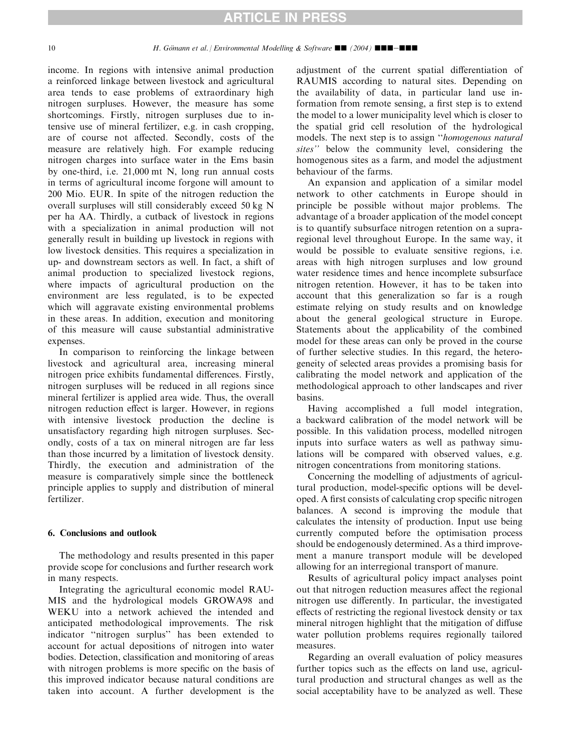income. In regions with intensive animal production a reinforced linkage between livestock and agricultural area tends to ease problems of extraordinary high nitrogen surpluses. However, the measure has some shortcomings. Firstly, nitrogen surpluses due to intensive use of mineral fertilizer, e.g. in cash cropping, are of course not affected. Secondly, costs of the measure are relatively high. For example reducing nitrogen charges into surface water in the Ems basin by one-third, i.e. 21,000 mt N, long run annual costs in terms of agricultural income forgone will amount to 200 Mio. EUR. In spite of the nitrogen reduction the overall surpluses will still considerably exceed 50 kg N per ha AA. Thirdly, a cutback of livestock in regions with a specialization in animal production will not generally result in building up livestock in regions with low livestock densities. This requires a specialization in up- and downstream sectors as well. In fact, a shift of animal production to specialized livestock regions, where impacts of agricultural production on the environment are less regulated, is to be expected which will aggravate existing environmental problems in these areas. In addition, execution and monitoring of this measure will cause substantial administrative expenses.

In comparison to reinforcing the linkage between livestock and agricultural area, increasing mineral nitrogen price exhibits fundamental differences. Firstly, nitrogen surpluses will be reduced in all regions since mineral fertilizer is applied area wide. Thus, the overall nitrogen reduction effect is larger. However, in regions with intensive livestock production the decline is unsatisfactory regarding high nitrogen surpluses. Secondly, costs of a tax on mineral nitrogen are far less than those incurred by a limitation of livestock density. Thirdly, the execution and administration of the measure is comparatively simple since the bottleneck principle applies to supply and distribution of mineral fertilizer.

## 6. Conclusions and outlook

The methodology and results presented in this paper provide scope for conclusions and further research work in many respects.

Integrating the agricultural economic model RAUMIS and the hydrological models GROWA98 and WEKU into a network achieved the intended and anticipated methodological improvements. The risk indicator "nitrogen surplus" has been extended to account for actual depositions of nitrogen into water bodies. Detection, classification and monitoring of areas with nitrogen problems is more specific on the basis of this improved indicator because natural conditions are taken into account. A further development is the adjustment of the current spatial differentiation of RAUMIS according to natural sites. Depending on the availability of data, in particular land use information from remote sensing, a first step is to extend the model to a lower municipality level which is closer to the spatial grid cell resolution of the hydrological models. The next step is to assign "*homogenous natural sites*" below the community level, considering the homogenous sites as a farm, and model the adjustment behaviour of the farms.

An expansion and application of a similar model network to other catchments in Europe should in principle be possible without major problems. The advantage of a broader application of the model concept is to quantify subsurface nitrogen retention on a supra-regional level throughout Europe. In the same way, it would be possible to evaluate sensitive regions, i.e. areas with high nitrogen surpluses and low ground water residence times and hence incomplete subsurface nitrogen retention. However, it has to be taken into account that this generalization so far is a rough estimate relying on study results and on knowledge about the general geological structure in Europe. Statements about the applicability of the combined model for these areas can only be proved in the course of further selective studies. In this regard, the heterogeneity of selected areas provides a promising basis for calibrating the model network and application of the methodological approach to other landscapes and river basins.

Having accomplished a full model integration, a backward calibration of the model network will be possible. In this validation process, modelled nitrogen inputs into surface waters as well as pathway simulations will be compared with observed values, e.g. nitrogen concentrations from monitoring stations.

Concerning the modelling of adjustments of agricultural production, model-specific options will be developed. A first consists of calculating crop specific nitrogen balances. A second is improving the module that calculates the intensity of production. Input use being currently computed before the optimisation process should be endogenously determined. As a third improvement a manure transport module will be developed allowing for an interregional transport of manure.

Results of agricultural policy impact analyses point out that nitrogen reduction measures affect the regional nitrogen use differently. In particular, the investigated effects of restricting the regional livestock density or tax mineral nitrogen highlight that the mitigation of diffuse water pollution problems requires regionally tailored measures.

Regarding an overall evaluation of policy measures further topics such as the effects on land use, agricultural production and structural changes as well as the social acceptability have to be analyzed as well. These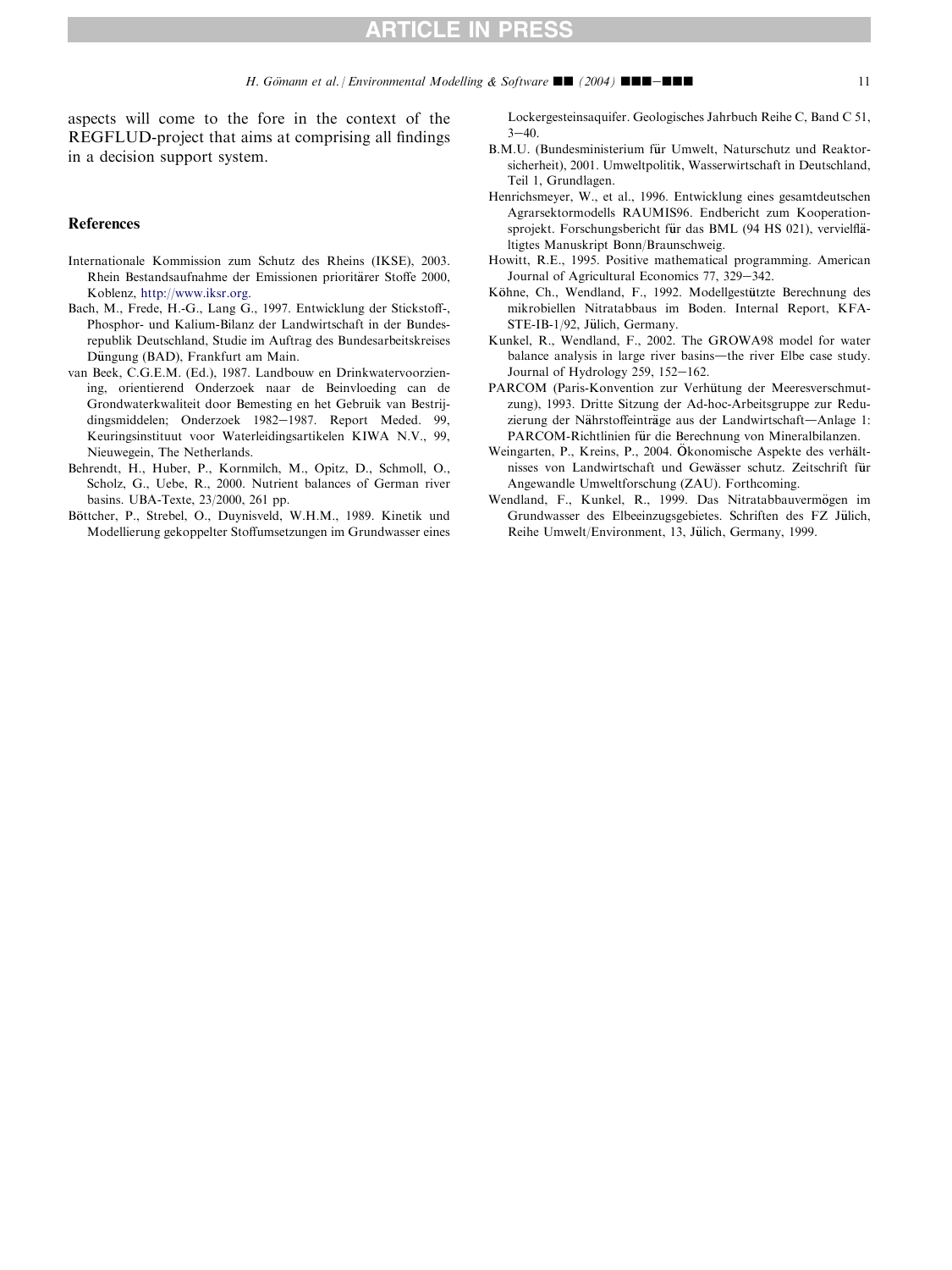aspects will come to the fore in the context of the REGFLUD-project that aims at comprising all findings in a decision support system.

## References

Internationale Kommission zum Schutz des Rheins (IKSE), 2003. Rhein Bestandsaufnahme der Emissionen prioritärer Stoffe 2000, Koblenz, http://www.iksr.org.

Bach, M., Frede, H.-G., Lang G., 1997. Entwicklung der Stickstoff-, Phosphor- und Kalium-Bilanz der Landwirtschaft in der Bundesrepublik Deutschland, Studie im Auftrag des Bundesarbeitskreises Düngung (BAD), Frankfurt am Main.

van Beek, C.G.E.M. (Ed.), 1987. Landbouw en Drinkwatervoorziening, orienterend Onderzoek naar de Beinvloeding can de Grondwaterkwaliteit door Bemesting en het Gebruik van Bestrijdingsmiddelen; Onderzoek 1982–1987. Report Meded. 99, Keuringsinstituut voor Waterleidingsartikelen KIWA N.V., 99, Nieuwegein, The Netherlands.

Behrendt, H., Huber, P., Kornmilch, M., Opitz, D., Schmoll, O., Scholz, G., Uebe, R., 2000. Nutrient balances of German river basins. UBA-Texte, 23/2000, 261 pp.

Böttcher, P., Strebel, O., Duynisveld, W.H.M., 1989. Kinetik und Modellierung gekoppelter Stoffumsetzungen im Grundwasser eines Lockergesteinsaquifer. Geologisches Jahrbuch Reihe C, Band C 51, 3–40.

B.M.U. (Bundesministerium für Umwelt, Naturschutz und Reaktorsicherheit), 2001. Umweltpolitik, Wasserwirtschaft in Deutschland, Teil 1, Grundlagen.

Henrichsmeyer, W., et al., 1996. Entwicklung eines gesamtdeutschen Agrarsektormodells RAUMIS96. Endbericht zum Kooperationsprojekt. Forschungsbericht für das BML (94 HS 021), vervielfältigtes Manuskript Bonn/Braunschweig.

Howitt, R.E., 1995. Positive mathematical programming. American Journal of Agricultural Economics 77, 329–342.

Köhne, Ch., Wendland, F., 1992. Modellgestützte Berechnung des mikrobiellen Nitratabbaus im Boden. Internal Report, KFA-STE-IB-1/92, Jülich, Germany.

Kunkel, R., Wendland, F., 2002. The GROWA98 model for water balance analysis in large river basins—the river Elbe case study. Journal of Hydrology 259, 152–162.

PARCOM (Paris-Konvention zur Verhütung der Meeresverschmutzung), 1993. Dritte Sitzung der Ad-hoc-Arbeitsgruppe zur Reduzierung der Nährstoffeinträge aus der Landwirtschaft—Anlage 1: PARCOM-Richtlinien für die Berechnung von Mineralbilanzen.

Weingarten, P., Kreins, P., 2004. Ökonomische Aspekte des verhältnisses von Landwirtschaft und Gewässer schutz. Zeitschrift für Angewandle Umweltforschung (ZAU). Forthcoming.

Wendland, F., Kunkel, R., 1999. Das Nitratabbauvermögen im Grundwasser des Elbeeinzugsgebietes. Schriften des FZ Jülich, Reihe Umwelt/Environment, 13, Jülich, Germany, 1999.